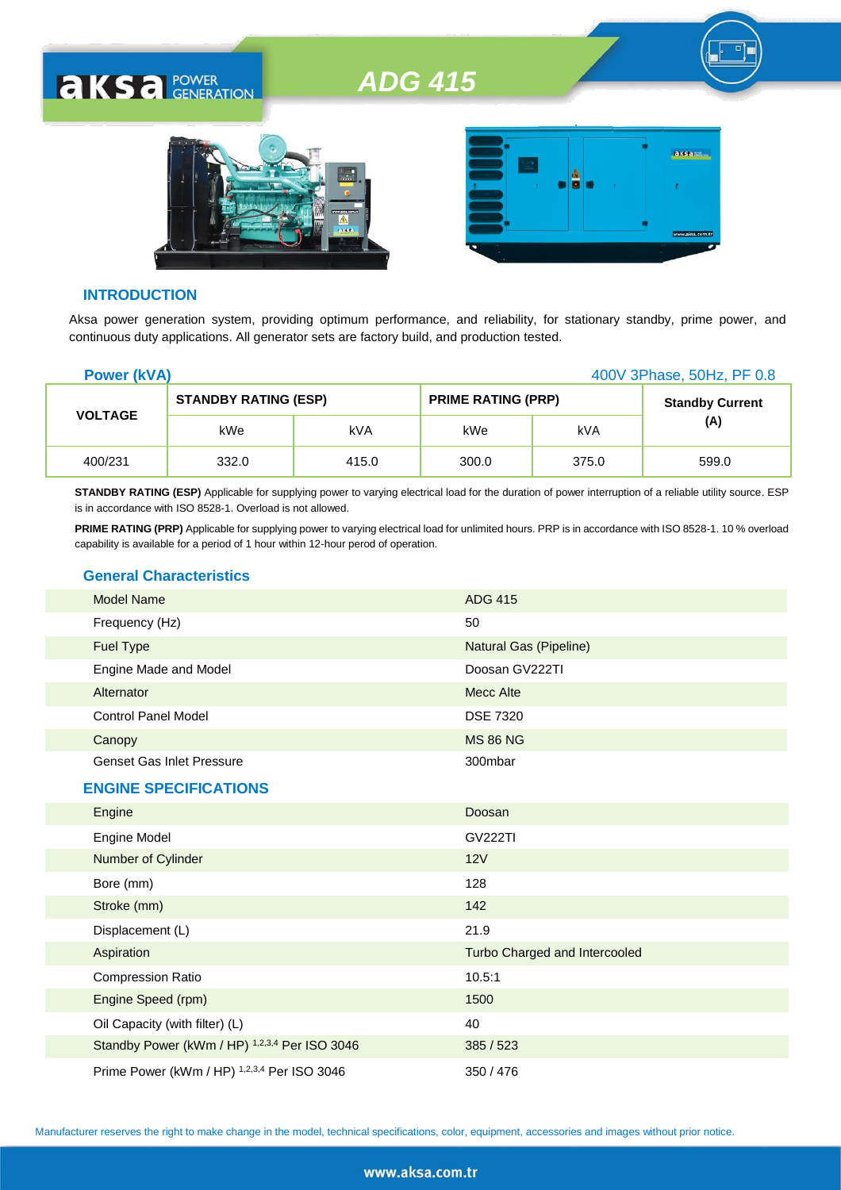# ADG 415

## INTRODUCTION

Aksa power generation system, providing optimum performance, and reliability, for stationary standby, prime power, and continuous duty applications. All generator sets are factory build, and production tested.

**Power (kVA)** 400V 3Phase, 50Hz, PF 0.8

| VOLTAGE | STANDBY RATING (ESP) | | PRIME RATING (PRP) | | Standby Current (A) |
|---|---|---|---|---|---|
| | kWe | kVA | kWe | kVA | |
| 400/231 | 332.0 | 415.0 | 300.0 | 375.0 | 599.0 |

**STANDBY RATING (ESP)** Applicable for supplying power to varying electrical load for the duration of power interruption of a reliable utility source. ESP is in accordance with ISO 8528-1. Overload is not allowed.

**PRIME RATING (PRP)** Applicable for supplying power to varying electrical load for unlimited hours. PRP is in accordance with ISO 8528-1. 10 % overload capability is available for a period of 1 hour within 12-hour perod of operation.

## General Characteristics

| | |
|---|---|
| Model Name | ADG 415 |
| Frequency (Hz) | 50 |
| Fuel Type | Natural Gas (Pipeline) |
| Engine Made and Model | Doosan GV222TI |
| Alternator | Mecc Alte |
| Control Panel Model | DSE 7320 |
| Canopy | MS 86 NG |
| Genset Gas Inlet Pressure | 300mbar |

## ENGINE SPECIFICATIONS

| | |
|---|---|
| Engine | Doosan |
| Engine Model | GV222TI |
| Number of Cylinder | 12V |
| Bore (mm) | 128 |
| Stroke (mm) | 142 |
| Displacement (L) | 21.9 |
| Aspiration | Turbo Charged and Intercooled |
| Compression Ratio | 10.5:1 |
| Engine Speed (rpm) | 1500 |
| Oil Capacity (with filter) (L) | 40 |
| Standby Power (kWm / HP) [1,2,3,4] Per ISO 3046 | 385 / 523 |
| Prime Power (kWm / HP) [1,2,3,4] Per ISO 3046 | 350 / 476 |

Manufacturer reserves the right to make change in the model, technical specifications, color, equipment, accessories and images without prior notice.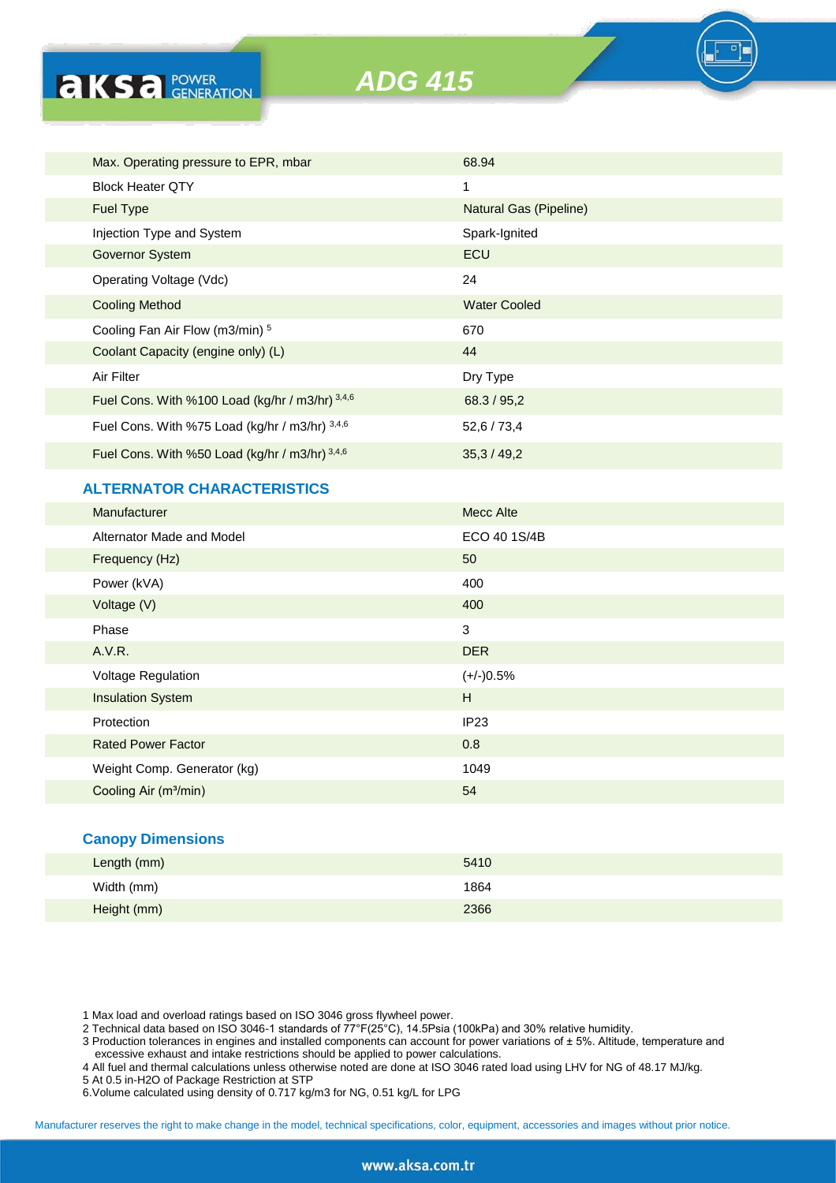# ADG 415

| | |
|---|---|
| Max. Operating pressure to EPR, mbar | 68.94 |
| Block Heater QTY | 1 |
| Fuel Type | Natural Gas (Pipeline) |
| Injection Type and System | Spark-Ignited |
| Governor System | ECU |
| Operating Voltage (Vdc) | 24 |
| Cooling Method | Water Cooled |
| Cooling Fan Air Flow (m3/min) [5] | 670 |
| Coolant Capacity (engine only) (L) | 44 |
| Air Filter | Dry Type |
| Fuel Cons. With %100 Load (kg/hr / m3/hr) [3,4,6] | 68.3 / 95,2 |
| Fuel Cons. With %75 Load (kg/hr / m3/hr) [3,4,6] | 52,6 / 73,4 |
| Fuel Cons. With %50 Load (kg/hr / m3/hr) [3,4,6] | 35,3 / 49,2 |

## ALTERNATOR CHARACTERISTICS

| | |
|---|---|
| Manufacturer | Mecc Alte |
| Alternator Made and Model | ECO 40 1S/4B |
| Frequency (Hz) | 50 |
| Power (kVA) | 400 |
| Voltage (V) | 400 |
| Phase | 3 |
| A.V.R. | DER |
| Voltage Regulation | (+/-)0.5% |
| Insulation System | H |
| Protection | IP23 |
| Rated Power Factor | 0.8 |
| Weight Comp. Generator (kg) | 1049 |
| Cooling Air (m³/min) | 54 |

## Canopy Dimensions

| | |
|---|---|
| Length (mm) | 5410 |
| Width (mm) | 1864 |
| Height (mm) | 2366 |

1 Max load and overload ratings based on ISO 3046 gross flywheel power.
2 Technical data based on ISO 3046-1 standards of 77°F(25°C), 14.5Psia (100kPa) and 30% relative humidity.
3 Production tolerances in engines and installed components can account for power variations of ± 5%. Altitude, temperature and excessive exhaust and intake restrictions should be applied to power calculations.
4 All fuel and thermal calculations unless otherwise noted are done at ISO 3046 rated load using LHV for NG of 48.17 MJ/kg.
5 At 0.5 in-H2O of Package Restriction at STP
6.Volume calculated using density of 0.717 kg/m3 for NG, 0.51 kg/L for LPG

Manufacturer reserves the right to make change in the model, technical specifications, color, equipment, accessories and images without prior notice.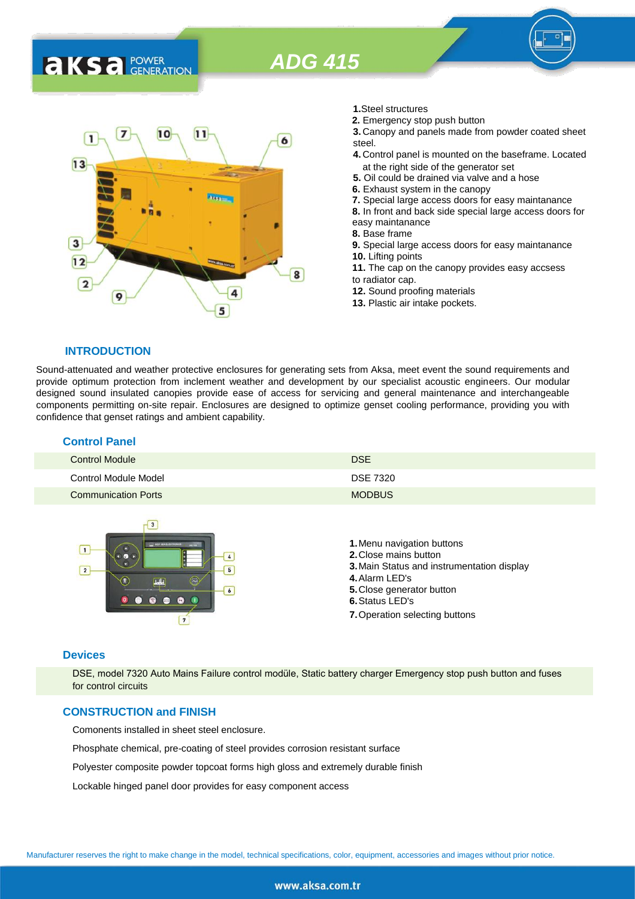# ADG 415

**1.** Steel structures
**2.** Emergency stop push button
**3.** Canopy and panels made from powder coated sheet steel.
**4.** Control panel is mounted on the baseframe. Located at the right side of the generator set
**5.** Oil could be drained via valve and a hose
**6.** Exhaust system in the canopy
**7.** Special large access doors for easy maintanance
**8.** In front and back side special large access doors for easy maintanance
**8.** Base frame
**9.** Special large access doors for easy maintanance
**10.** Lifting points
**11.** The cap on the canopy provides easy accsess to radiator cap.
**12.** Sound proofing materials
**13.** Plastic air intake pockets.

## INTRODUCTION

Sound-attenuated and weather protective enclosures for generating sets from Aksa, meet event the sound requirements and provide optimum protection from inclement weather and development by our specialist acoustic engineers. Our modular designed sound insulated canopies provide ease of access for servicing and general maintenance and interchangeable components permitting on-site repair. Enclosures are designed to optimize genset cooling performance, providing you with confidence that genset ratings and ambient capability.

## Control Panel

| | |
|---|---|
| Control Module | DSE |
| Control Module Model | DSE 7320 |
| Communication Ports | MODBUS |

**1.** Menu navigation buttons
**2.** Close mains button
**3.** Main Status and instrumentation display
**4.** Alarm LED's
**5.** Close generator button
**6.** Status LED's
**7.** Operation selecting buttons

## Devices

DSE, model 7320 Auto Mains Failure control modüle, Static battery charger Emergency stop push button and fuses for control circuits

## CONSTRUCTION and FINISH

Comonents installed in sheet steel enclosure.

Phosphate chemical, pre-coating of steel provides corrosion resistant surface

Polyester composite powder topcoat forms high gloss and extremely durable finish

Lockable hinged panel door provides for easy component access

Manufacturer reserves the right to make change in the model, technical specifications, color, equipment, accessories and images without prior notice.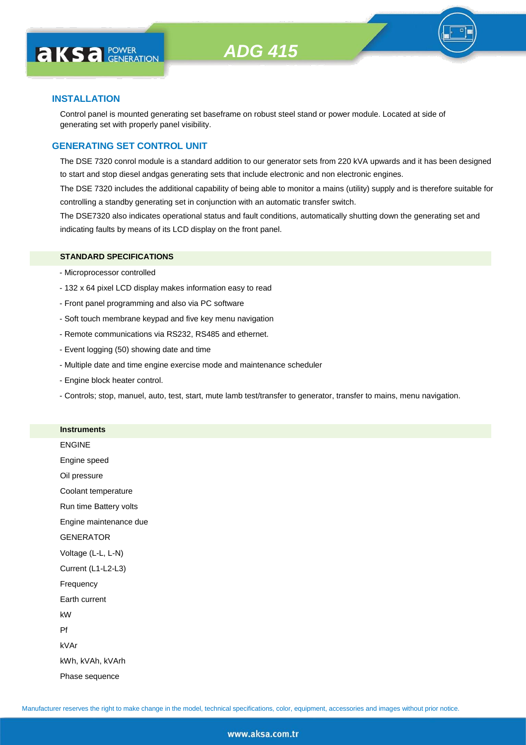## INSTALLATION

Control panel is mounted generating set baseframe on robust steel stand or power module. Located at side of generating set with properly panel visibility.

## GENERATING SET CONTROL UNIT

The DSE 7320 conrol module is a standard addition to our generator sets from 220 kVA upwards and it has been designed to start and stop diesel andgas generating sets that include electronic and non electronic engines.

The DSE 7320 includes the additional capability of being able to monitor a mains (utility) supply and is therefore suitable for controlling a standby generating set in conjunction with an automatic transfer switch.

The DSE7320 also indicates operational status and fault conditions, automatically shutting down the generating set and indicating faults by means of its LCD display on the front panel.

**STANDARD SPECIFICATIONS**

- Microprocessor controlled
- 132 x 64 pixel LCD display makes information easy to read
- Front panel programming and also via PC software
- Soft touch membrane keypad and five key menu navigation
- Remote communications via RS232, RS485 and ethernet.
- Event logging (50) showing date and time
- Multiple date and time engine exercise mode and maintenance scheduler
- Engine block heater control.
- Controls; stop, manuel, auto, test, start, mute lamb test/transfer to generator, transfer to mains, menu navigation.

**Instruments**

ENGINE

Engine speed

Oil pressure

Coolant temperature

Run time Battery volts

Engine maintenance due

GENERATOR

Voltage (L-L, L-N)

Current (L1-L2-L3)

Frequency

Earth current

kW

Pf

kVAr

kWh, kVAh, kVArh

Phase sequence

Manufacturer reserves the right to make change in the model, technical specifications, color, equipment, accessories and images without prior notice.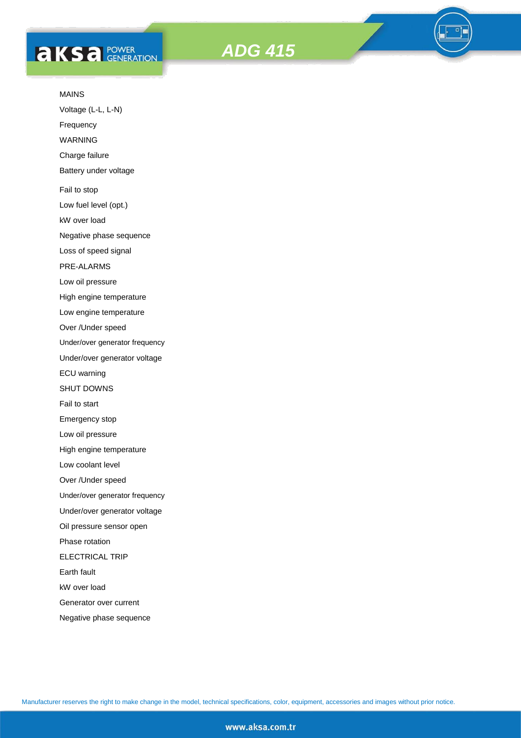# ADG 415

MAINS

Voltage (L-L, L-N)

Frequency

WARNING

Charge failure

Battery under voltage

Fail to stop

Low fuel level (opt.)

kW over load

Negative phase sequence

Loss of speed signal

PRE-ALARMS

Low oil pressure

High engine temperature

Low engine temperature

Over /Under speed

Under/over generator frequency

Under/over generator voltage

ECU warning

SHUT DOWNS

Fail to start

Emergency stop

Low oil pressure

High engine temperature

Low coolant level

Over /Under speed

Under/over generator frequency

Under/over generator voltage

Oil pressure sensor open

Phase rotation

ELECTRICAL TRIP

Earth fault

kW over load

Generator over current

Negative phase sequence

Manufacturer reserves the right to make change in the model, technical specifications, color, equipment, accessories and images without prior notice.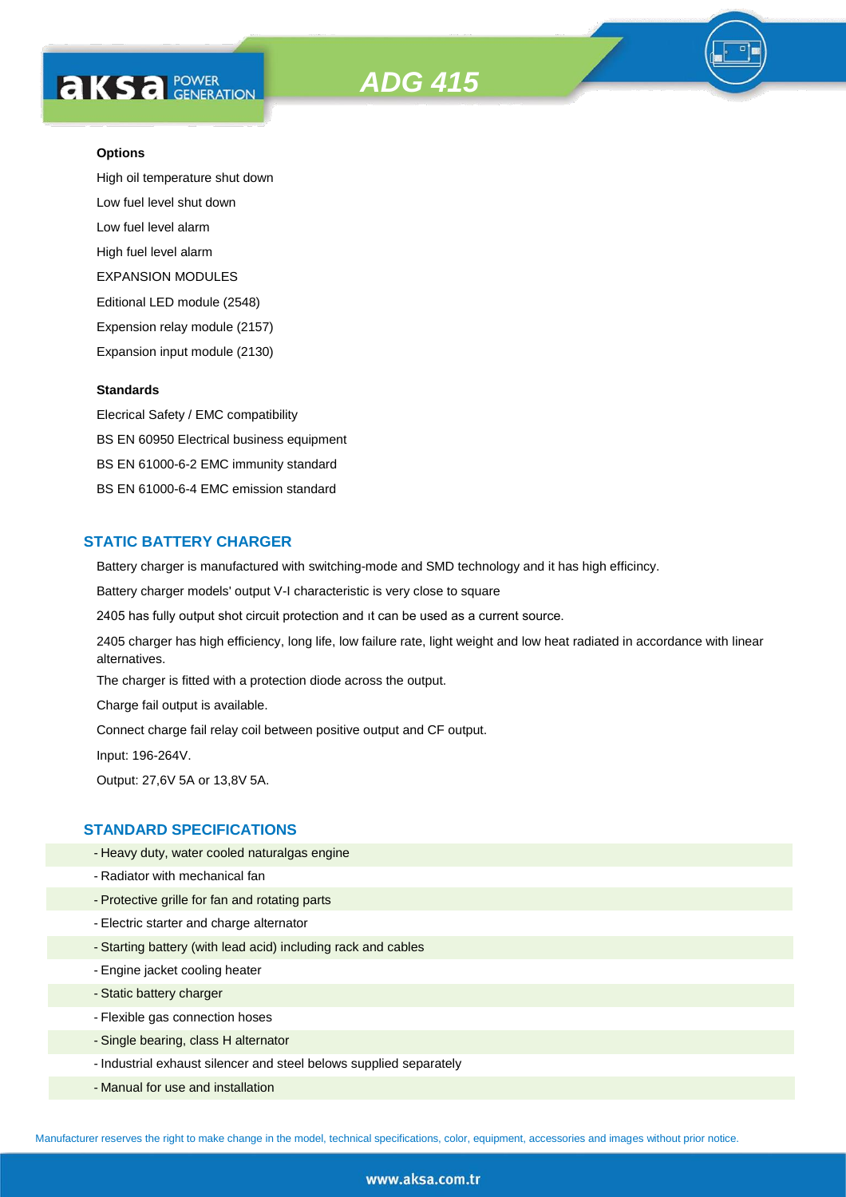**Options**

High oil temperature shut down

Low fuel level shut down

Low fuel level alarm

High fuel level alarm

EXPANSION MODULES

Editional LED module (2548)

Expension relay module (2157)

Expansion input module (2130)

**Standards**

Elecrical Safety / EMC compatibility

BS EN 60950 Electrical business equipment

BS EN 61000-6-2 EMC immunity standard

BS EN 61000-6-4 EMC emission standard

## STATIC BATTERY CHARGER

Battery charger is manufactured with switching-mode and SMD technology and it has high efficincy.

Battery charger models' output V-I characteristic is very close to square

2405 has fully output shot circuit protection and ıt can be used as a current source.

2405 charger has high efficiency, long life, low failure rate, light weight and low heat radiated in accordance with linear alternatives.

The charger is fitted with a protection diode across the output.

Charge fail output is available.

Connect charge fail relay coil between positive output and CF output.

Input: 196-264V.

Output: 27,6V 5A or 13,8V 5A.

## STANDARD SPECIFICATIONS

- Heavy duty, water cooled naturalgas engine
- Radiator with mechanical fan
- Protective grille for fan and rotating parts
- Electric starter and charge alternator
- Starting battery (with lead acid) including rack and cables
- Engine jacket cooling heater
- Static battery charger
- Flexible gas connection hoses
- Single bearing, class H alternator
- Industrial exhaust silencer and steel belows supplied separately
- Manual for use and installation

Manufacturer reserves the right to make change in the model, technical specifications, color, equipment, accessories and images without prior notice.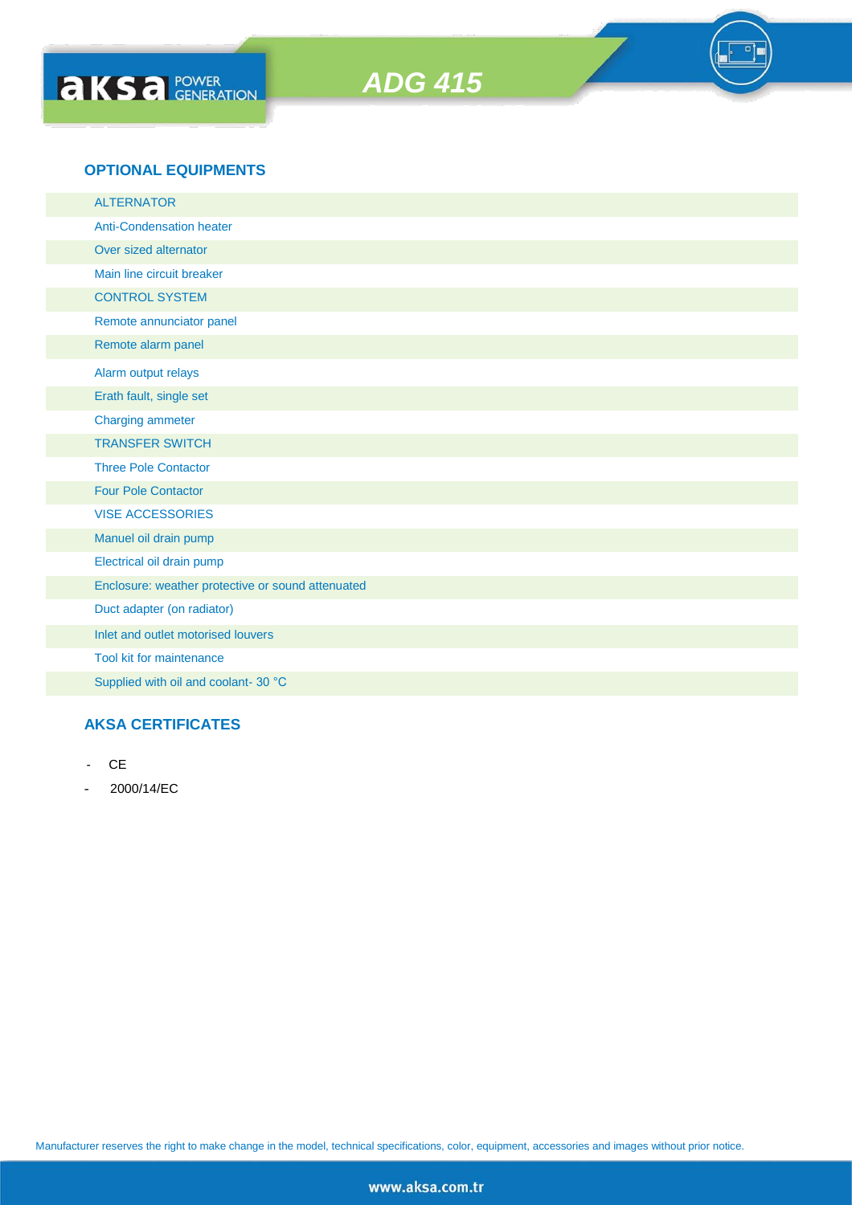## ADG 415

### OPTIONAL EQUIPMENTS

| |
|---|
| ALTERNATOR |
| Anti-Condensation heater |
| Over sized alternator |
| Main line circuit breaker |
| CONTROL SYSTEM |
| Remote annunciator panel |
| Remote alarm panel |
| Alarm output relays |
| Erath fault, single set |
| Charging ammeter |
| TRANSFER SWITCH |
| Three Pole Contactor |
| Four Pole Contactor |
| VISE ACCESSORIES |
| Manuel oil drain pump |
| Electrical oil drain pump |
| Enclosure: weather protective or sound attenuated |
| Duct adapter (on radiator) |
| Inlet and outlet motorised louvers |
| Tool kit for maintenance |
| Supplied with oil and coolant- 30 °C |

### AKSA CERTIFICATES

- CE
- 2000/14/EC

Manufacturer reserves the right to make change in the model, technical specifications, color, equipment, accessories and images without prior notice.

www.aksa.com.tr